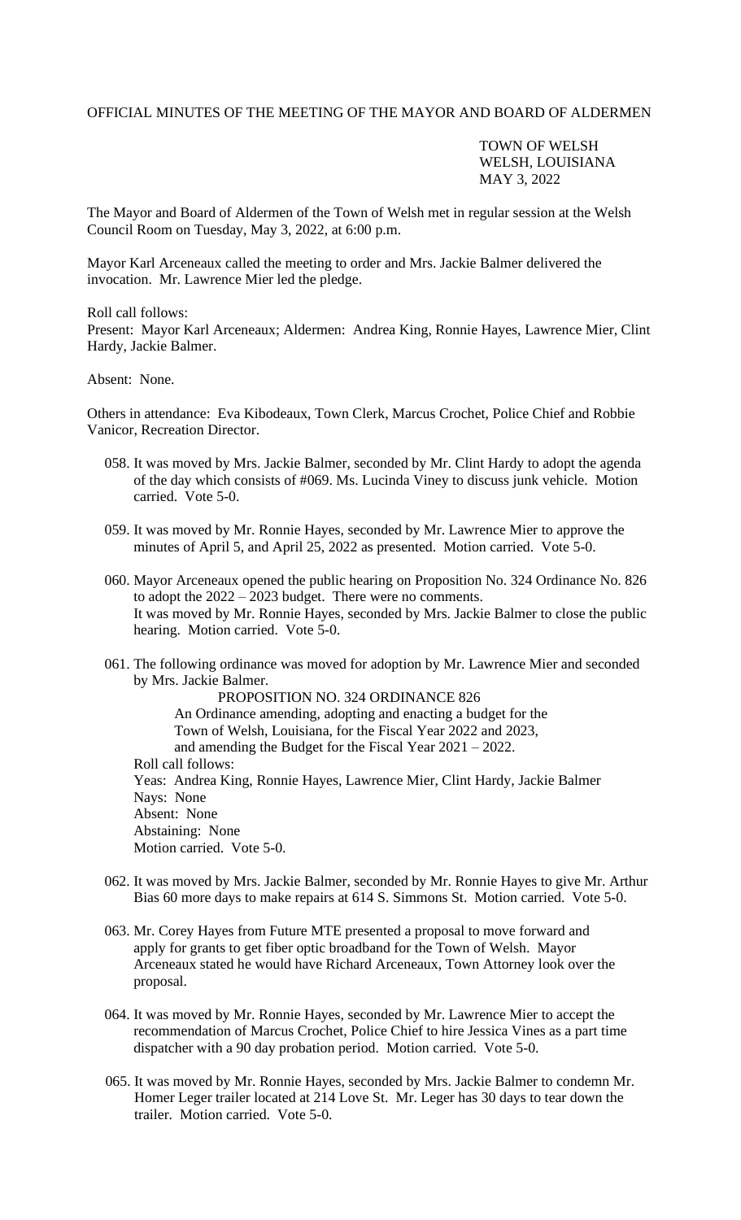OFFICIAL MINUTES OF THE MEETING OF THE MAYOR AND BOARD OF ALDERMEN

TOWN OF WELSH
WELSH, LOUISIANA
MAY 3, 2022

The Mayor and Board of Aldermen of the Town of Welsh met in regular session at the Welsh Council Room on Tuesday, May 3, 2022, at 6:00 p.m.

Mayor Karl Arceneaux called the meeting to order and Mrs. Jackie Balmer delivered the invocation. Mr. Lawrence Mier led the pledge.

Roll call follows:
Present: Mayor Karl Arceneaux; Aldermen: Andrea King, Ronnie Hayes, Lawrence Mier, Clint Hardy, Jackie Balmer.

Absent: None.

Others in attendance: Eva Kibodeaux, Town Clerk, Marcus Crochet, Police Chief and Robbie Vanicor, Recreation Director.

058. It was moved by Mrs. Jackie Balmer, seconded by Mr. Clint Hardy to adopt the agenda of the day which consists of #069. Ms. Lucinda Viney to discuss junk vehicle. Motion carried. Vote 5-0.

059. It was moved by Mr. Ronnie Hayes, seconded by Mr. Lawrence Mier to approve the minutes of April 5, and April 25, 2022 as presented. Motion carried. Vote 5-0.

060. Mayor Arceneaux opened the public hearing on Proposition No. 324 Ordinance No. 826 to adopt the 2022 – 2023 budget. There were no comments.
It was moved by Mr. Ronnie Hayes, seconded by Mrs. Jackie Balmer to close the public hearing. Motion carried. Vote 5-0.

061. The following ordinance was moved for adoption by Mr. Lawrence Mier and seconded by Mrs. Jackie Balmer.

PROPOSITION NO. 324 ORDINANCE 826

An Ordinance amending, adopting and enacting a budget for the Town of Welsh, Louisiana, for the Fiscal Year 2022 and 2023, and amending the Budget for the Fiscal Year 2021 – 2022.

Roll call follows:
Yeas: Andrea King, Ronnie Hayes, Lawrence Mier, Clint Hardy, Jackie Balmer
Nays: None
Absent: None
Abstaining: None
Motion carried. Vote 5-0.

062. It was moved by Mrs. Jackie Balmer, seconded by Mr. Ronnie Hayes to give Mr. Arthur Bias 60 more days to make repairs at 614 S. Simmons St. Motion carried. Vote 5-0.

063. Mr. Corey Hayes from Future MTE presented a proposal to move forward and apply for grants to get fiber optic broadband for the Town of Welsh. Mayor Arceneaux stated he would have Richard Arceneaux, Town Attorney look over the proposal.

064. It was moved by Mr. Ronnie Hayes, seconded by Mr. Lawrence Mier to accept the recommendation of Marcus Crochet, Police Chief to hire Jessica Vines as a part time dispatcher with a 90 day probation period. Motion carried. Vote 5-0.

065. It was moved by Mr. Ronnie Hayes, seconded by Mrs. Jackie Balmer to condemn Mr. Homer Leger trailer located at 214 Love St. Mr. Leger has 30 days to tear down the trailer. Motion carried. Vote 5-0.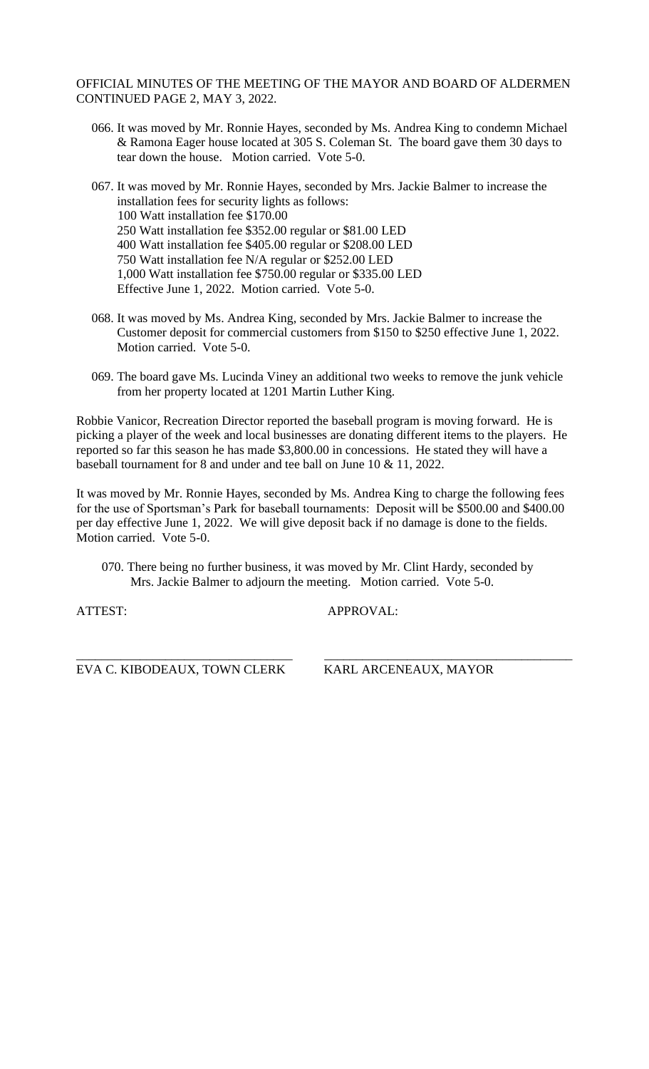OFFICIAL MINUTES OF THE MEETING OF THE MAYOR AND BOARD OF ALDERMEN CONTINUED PAGE 2, MAY 3, 2022.

066. It was moved by Mr. Ronnie Hayes, seconded by Ms. Andrea King to condemn Michael & Ramona Eager house located at 305 S. Coleman St. The board gave them 30 days to tear down the house. Motion carried. Vote 5-0.

067. It was moved by Mr. Ronnie Hayes, seconded by Mrs. Jackie Balmer to increase the installation fees for security lights as follows:
100 Watt installation fee $170.00
250 Watt installation fee $352.00 regular or $81.00 LED
400 Watt installation fee $405.00 regular or $208.00 LED
750 Watt installation fee N/A regular or $252.00 LED
1,000 Watt installation fee $750.00 regular or $335.00 LED
Effective June 1, 2022. Motion carried. Vote 5-0.

068. It was moved by Ms. Andrea King, seconded by Mrs. Jackie Balmer to increase the Customer deposit for commercial customers from $150 to $250 effective June 1, 2022. Motion carried. Vote 5-0.

069. The board gave Ms. Lucinda Viney an additional two weeks to remove the junk vehicle from her property located at 1201 Martin Luther King.

Robbie Vanicor, Recreation Director reported the baseball program is moving forward. He is picking a player of the week and local businesses are donating different items to the players. He reported so far this season he has made $3,800.00 in concessions. He stated they will have a baseball tournament for 8 and under and tee ball on June 10 & 11, 2022.

It was moved by Mr. Ronnie Hayes, seconded by Ms. Andrea King to charge the following fees for the use of Sportsman's Park for baseball tournaments: Deposit will be $500.00 and $400.00 per day effective June 1, 2022. We will give deposit back if no damage is done to the fields. Motion carried. Vote 5-0.

070. There being no further business, it was moved by Mr. Clint Hardy, seconded by Mrs. Jackie Balmer to adjourn the meeting. Motion carried. Vote 5-0.

ATTEST: APPROVAL:

\_\_\_\_\_\_\_\_\_\_\_\_\_\_\_\_\_\_\_\_\_\_\_\_\_\_\_\_\_\_\_\_ \_\_\_\_\_\_\_\_\_\_\_\_\_\_\_\_\_\_\_\_\_\_\_\_\_\_\_\_\_\_\_\_\_\_\_\_\_\_

EVA C. KIBODEAUX, TOWN CLERK KARL ARCENEAUX, MAYOR